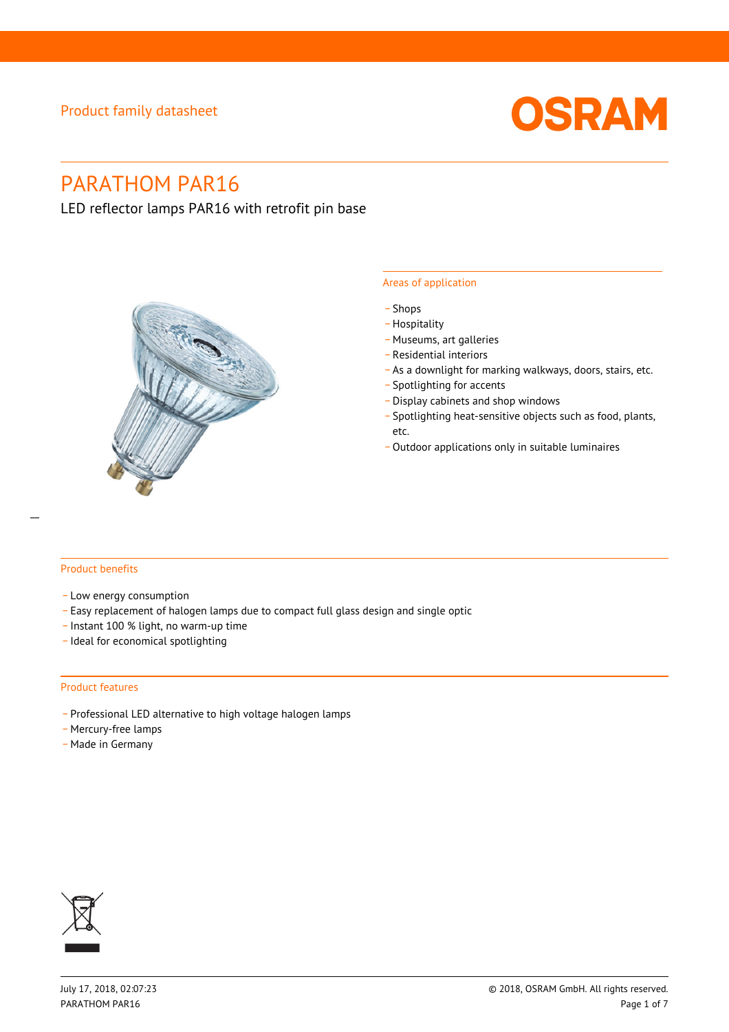Product family datasheet

OSRAM

# PARATHOM PAR16

LED reflector lamps PAR16 with retrofit pin base

## Areas of application

- Shops
- Hospitality
- Museums, art galleries
- Residential interiors
- As a downlight for marking walkways, doors, stairs, etc.
- Spotlighting for accents
- Display cabinets and shop windows
- Spotlighting heat-sensitive objects such as food, plants, etc.
- Outdoor applications only in suitable luminaires

## Product benefits

- Low energy consumption
- Easy replacement of halogen lamps due to compact full glass design and single optic
- Instant 100 % light, no warm-up time
- Ideal for economical spotlighting

## Product features

- Professional LED alternative to high voltage halogen lamps
- Mercury-free lamps
- Made in Germany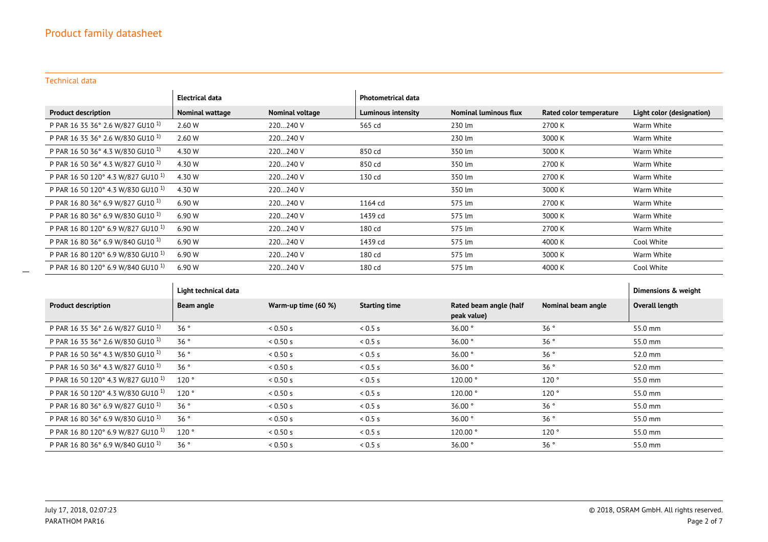# Product family datasheet

## Technical data

| | Electrical data | | Photometrical data | | | |
|---|---|---|---|---|---|---|
| **Product description** | **Nominal wattage** | **Nominal voltage** | **Luminous intensity** | **Nominal luminous flux** | **Rated color temperature** | **Light color (designation)** |
| P PAR 16 35 36° 2.6 W/827 GU10 [1] | 2.60 W | 220…240 V | 565 cd | 230 lm | 2700 K | Warm White |
| P PAR 16 35 36° 2.6 W/830 GU10 [1] | 2.60 W | 220…240 V | | 230 lm | 3000 K | Warm White |
| P PAR 16 50 36° 4.3 W/830 GU10 [1] | 4.30 W | 220…240 V | 850 cd | 350 lm | 3000 K | Warm White |
| P PAR 16 50 36° 4.3 W/827 GU10 [1] | 4.30 W | 220…240 V | 850 cd | 350 lm | 2700 K | Warm White |
| P PAR 16 50 120° 4.3 W/827 GU10 [1] | 4.30 W | 220…240 V | 130 cd | 350 lm | 2700 K | Warm White |
| P PAR 16 50 120° 4.3 W/830 GU10 [1] | 4.30 W | 220…240 V | | 350 lm | 3000 K | Warm White |
| P PAR 16 80 36° 6.9 W/827 GU10 [1] | 6.90 W | 220…240 V | 1164 cd | 575 lm | 2700 K | Warm White |
| P PAR 16 80 36° 6.9 W/830 GU10 [1] | 6.90 W | 220…240 V | 1439 cd | 575 lm | 3000 K | Warm White |
| P PAR 16 80 120° 6.9 W/827 GU10 [1] | 6.90 W | 220…240 V | 180 cd | 575 lm | 2700 K | Warm White |
| P PAR 16 80 36° 6.9 W/840 GU10 [1] | 6.90 W | 220…240 V | 1439 cd | 575 lm | 4000 K | Cool White |
| P PAR 16 80 120° 6.9 W/830 GU10 [1] | 6.90 W | 220…240 V | 180 cd | 575 lm | 3000 K | Warm White |
| P PAR 16 80 120° 6.9 W/840 GU10 [1] | 6.90 W | 220…240 V | 180 cd | 575 lm | 4000 K | Cool White |

| | Light technical data | | | | | Dimensions & weight |
|---|---|---|---|---|---|---|
| **Product description** | **Beam angle** | **Warm-up time (60 %)** | **Starting time** | **Rated beam angle (half peak value)** | **Nominal beam angle** | **Overall length** |
| P PAR 16 35 36° 2.6 W/827 GU10 [1] | 36 ° | < 0.50 s | < 0.5 s | 36.00 ° | 36 ° | 55.0 mm |
| P PAR 16 35 36° 2.6 W/830 GU10 [1] | 36 ° | < 0.50 s | < 0.5 s | 36.00 ° | 36 ° | 55.0 mm |
| P PAR 16 50 36° 4.3 W/830 GU10 [1] | 36 ° | < 0.50 s | < 0.5 s | 36.00 ° | 36 ° | 52.0 mm |
| P PAR 16 50 36° 4.3 W/827 GU10 [1] | 36 ° | < 0.50 s | < 0.5 s | 36.00 ° | 36 ° | 52.0 mm |
| P PAR 16 50 120° 4.3 W/827 GU10 [1] | 120 ° | < 0.50 s | < 0.5 s | 120.00 ° | 120 ° | 55.0 mm |
| P PAR 16 50 120° 4.3 W/830 GU10 [1] | 120 ° | < 0.50 s | < 0.5 s | 120.00 ° | 120 ° | 55.0 mm |
| P PAR 16 80 36° 6.9 W/827 GU10 [1] | 36 ° | < 0.50 s | < 0.5 s | 36.00 ° | 36 ° | 55.0 mm |
| P PAR 16 80 36° 6.9 W/830 GU10 [1] | 36 ° | < 0.50 s | < 0.5 s | 36.00 ° | 36 ° | 55.0 mm |
| P PAR 16 80 120° 6.9 W/827 GU10 [1] | 120 ° | < 0.50 s | < 0.5 s | 120.00 ° | 120 ° | 55.0 mm |
| P PAR 16 80 36° 6.9 W/840 GU10 [1] | 36 ° | < 0.50 s | < 0.5 s | 36.00 ° | 36 ° | 55.0 mm |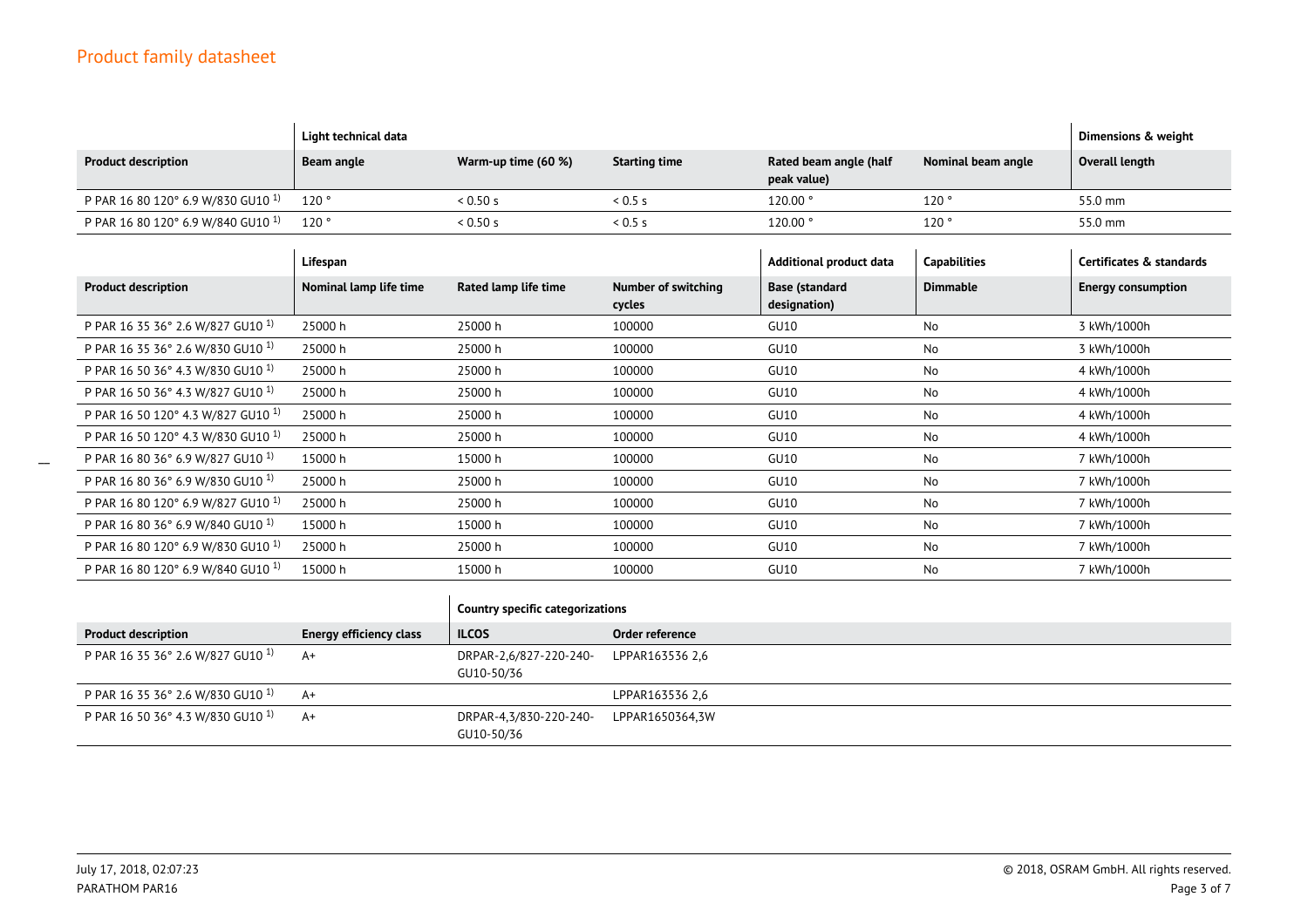## Product family datasheet

| | Light technical data | | | | | Dimensions & weight |
|---|---|---|---|---|---|---|
| **Product description** | **Beam angle** | **Warm-up time (60 %)** | **Starting time** | **Rated beam angle (half peak value)** | **Nominal beam angle** | **Overall length** |
| P PAR 16 80 120° 6.9 W/830 GU10 [1)] | 120 ° | < 0.50 s | < 0.5 s | 120.00 ° | 120 ° | 55.0 mm |
| P PAR 16 80 120° 6.9 W/840 GU10 [1)] | 120 ° | < 0.50 s | < 0.5 s | 120.00 ° | 120 ° | 55.0 mm |

| | Lifespan | | | Additional product data | Capabilities | Certificates & standards |
|---|---|---|---|---|---|---|
| **Product description** | **Nominal lamp life time** | **Rated lamp life time** | **Number of switching cycles** | **Base (standard designation)** | **Dimmable** | **Energy consumption** |
| P PAR 16 35 36° 2.6 W/827 GU10 [1)] | 25000 h | 25000 h | 100000 | GU10 | No | 3 kWh/1000h |
| P PAR 16 35 36° 2.6 W/830 GU10 [1)] | 25000 h | 25000 h | 100000 | GU10 | No | 3 kWh/1000h |
| P PAR 16 50 36° 4.3 W/830 GU10 [1)] | 25000 h | 25000 h | 100000 | GU10 | No | 4 kWh/1000h |
| P PAR 16 50 36° 4.3 W/827 GU10 [1)] | 25000 h | 25000 h | 100000 | GU10 | No | 4 kWh/1000h |
| P PAR 16 50 120° 4.3 W/827 GU10 [1)] | 25000 h | 25000 h | 100000 | GU10 | No | 4 kWh/1000h |
| P PAR 16 50 120° 4.3 W/830 GU10 [1)] | 25000 h | 25000 h | 100000 | GU10 | No | 4 kWh/1000h |
| P PAR 16 80 36° 6.9 W/827 GU10 [1)] | 15000 h | 15000 h | 100000 | GU10 | No | 7 kWh/1000h |
| P PAR 16 80 36° 6.9 W/830 GU10 [1)] | 25000 h | 25000 h | 100000 | GU10 | No | 7 kWh/1000h |
| P PAR 16 80 120° 6.9 W/827 GU10 [1)] | 25000 h | 25000 h | 100000 | GU10 | No | 7 kWh/1000h |
| P PAR 16 80 36° 6.9 W/840 GU10 [1)] | 15000 h | 15000 h | 100000 | GU10 | No | 7 kWh/1000h |
| P PAR 16 80 120° 6.9 W/830 GU10 [1)] | 25000 h | 25000 h | 100000 | GU10 | No | 7 kWh/1000h |
| P PAR 16 80 120° 6.9 W/840 GU10 [1)] | 15000 h | 15000 h | 100000 | GU10 | No | 7 kWh/1000h |

| | | Country specific categorizations | |
|---|---|---|---|
| **Product description** | **Energy efficiency class** | **ILCOS** | **Order reference** |
| P PAR 16 35 36° 2.6 W/827 GU10 [1)] | A+ | DRPAR-2,6/827-220-240-GU10-50/36 | LPPAR163536 2,6 |
| P PAR 16 35 36° 2.6 W/830 GU10 [1)] | A+ | | LPPAR163536 2,6 |
| P PAR 16 50 36° 4.3 W/830 GU10 [1)] | A+ | DRPAR-4,3/830-220-240-GU10-50/36 | LPPAR1650364,3W |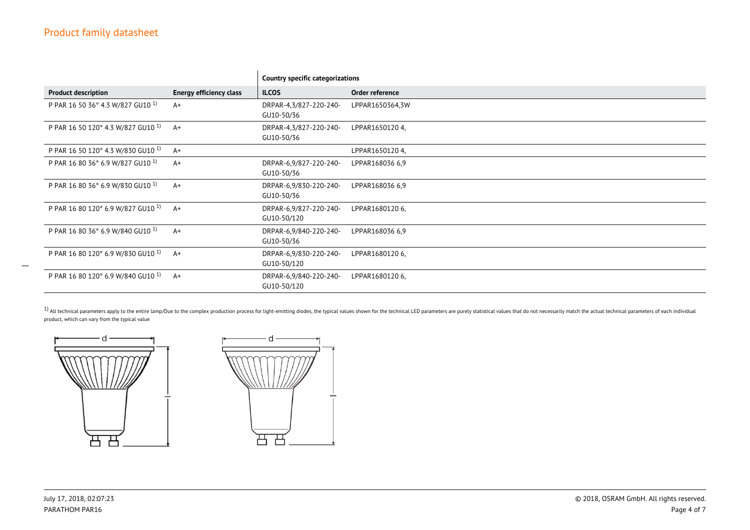# Product family datasheet

| | | Country specific categorizations | |
|---|---|---|---|
| **Product description** | **Energy efficiency class** | **ILCOS** | **Order reference** |
| P PAR 16 50 36° 4.3 W/827 GU10 [1] | A+ | DRPAR-4,3/827-220-240-GU10-50/36 | LPPAR1650364,3W |
| P PAR 16 50 120° 4.3 W/827 GU10 [1] | A+ | DRPAR-4,3/827-220-240-GU10-50/36 | LPPAR1650120 4, |
| P PAR 16 50 120° 4.3 W/830 GU10 [1] | A+ | | LPPAR1650120 4, |
| P PAR 16 80 36° 6.9 W/827 GU10 [1] | A+ | DRPAR-6,9/827-220-240-GU10-50/36 | LPPAR168036 6,9 |
| P PAR 16 80 36° 6.9 W/830 GU10 [1] | A+ | DRPAR-6,9/830-220-240-GU10-50/36 | LPPAR168036 6,9 |
| P PAR 16 80 120° 6.9 W/827 GU10 [1] | A+ | DRPAR-6,9/827-220-240-GU10-50/120 | LPPAR1680120 6, |
| P PAR 16 80 36° 6.9 W/840 GU10 [1] | A+ | DRPAR-6,9/840-220-240-GU10-50/36 | LPPAR168036 6,9 |
| P PAR 16 80 120° 6.9 W/830 GU10 [1] | A+ | DRPAR-6,9/830-220-240-GU10-50/120 | LPPAR1680120 6, |
| P PAR 16 80 120° 6.9 W/840 GU10 [1] | A+ | DRPAR-6,9/840-220-240-GU10-50/120 | LPPAR1680120 6, |

[1] All technical parameters apply to the entire lamp/Due to the complex production process for light-emitting diodes, the typical values shown for the technical LED parameters are purely statistical values that do not necessarily match the actual technical parameters of each individual product, which can vary from the typical value

d

l

d

l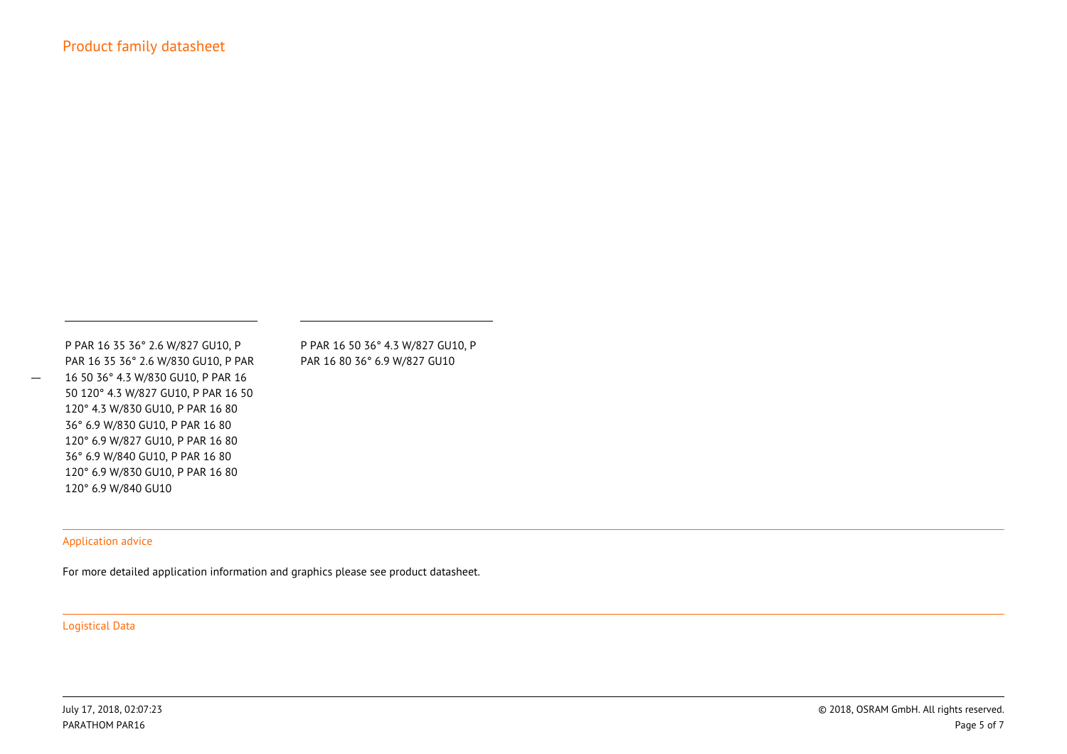P PAR 16 35 36° 2.6 W/827 GU10, P PAR 16 35 36° 2.6 W/830 GU10, P PAR 16 50 36° 4.3 W/830 GU10, P PAR 16 50 120° 4.3 W/827 GU10, P PAR 16 50 120° 4.3 W/830 GU10, P PAR 16 80 36° 6.9 W/830 GU10, P PAR 16 80 120° 6.9 W/827 GU10, P PAR 16 80 36° 6.9 W/840 GU10, P PAR 16 80 120° 6.9 W/830 GU10, P PAR 16 80 120° 6.9 W/840 GU10

P PAR 16 50 36° 4.3 W/827 GU10, P PAR 16 80 36° 6.9 W/827 GU10

## Application advice

For more detailed application information and graphics please see product datasheet.

## Logistical Data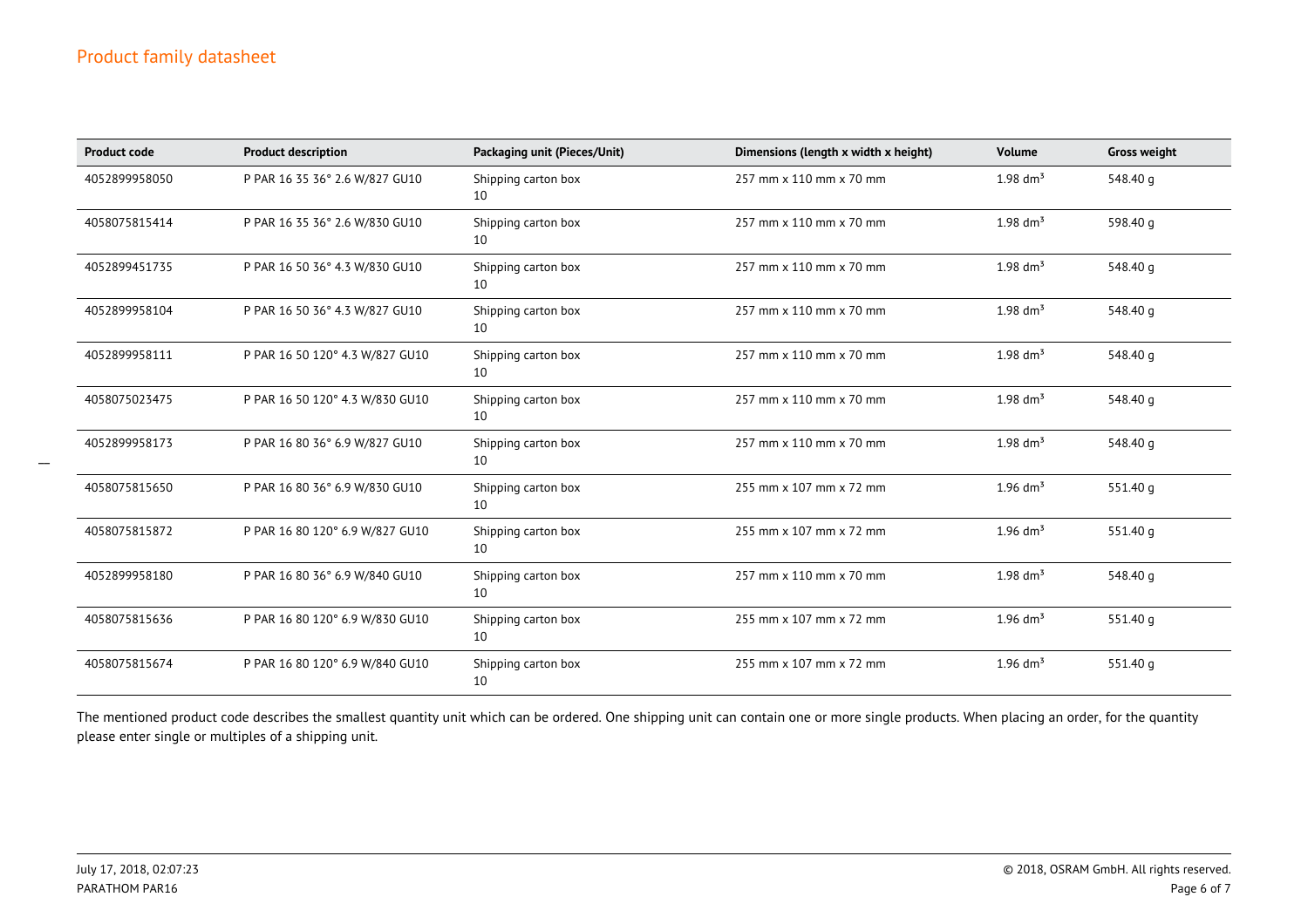| Product code | Product description | Packaging unit (Pieces/Unit) | Dimensions (length x width x height) | Volume | Gross weight |
|---|---|---|---|---|---|
| 4052899958050 | P PAR 16 35 36° 2.6 W/827 GU10 | Shipping carton box 10 | 257 mm x 110 mm x 70 mm | 1.98 dm³ | 548.40 g |
| 4058075815414 | P PAR 16 35 36° 2.6 W/830 GU10 | Shipping carton box 10 | 257 mm x 110 mm x 70 mm | 1.98 dm³ | 598.40 g |
| 4052899451735 | P PAR 16 50 36° 4.3 W/830 GU10 | Shipping carton box 10 | 257 mm x 110 mm x 70 mm | 1.98 dm³ | 548.40 g |
| 4052899958104 | P PAR 16 50 36° 4.3 W/827 GU10 | Shipping carton box 10 | 257 mm x 110 mm x 70 mm | 1.98 dm³ | 548.40 g |
| 4052899958111 | P PAR 16 50 120° 4.3 W/827 GU10 | Shipping carton box 10 | 257 mm x 110 mm x 70 mm | 1.98 dm³ | 548.40 g |
| 4058075023475 | P PAR 16 50 120° 4.3 W/830 GU10 | Shipping carton box 10 | 257 mm x 110 mm x 70 mm | 1.98 dm³ | 548.40 g |
| 4052899958173 | P PAR 16 80 36° 6.9 W/827 GU10 | Shipping carton box 10 | 257 mm x 110 mm x 70 mm | 1.98 dm³ | 548.40 g |
| 4058075815650 | P PAR 16 80 36° 6.9 W/830 GU10 | Shipping carton box 10 | 255 mm x 107 mm x 72 mm | 1.96 dm³ | 551.40 g |
| 4058075815872 | P PAR 16 80 120° 6.9 W/827 GU10 | Shipping carton box 10 | 255 mm x 107 mm x 72 mm | 1.96 dm³ | 551.40 g |
| 4052899958180 | P PAR 16 80 36° 6.9 W/840 GU10 | Shipping carton box 10 | 257 mm x 110 mm x 70 mm | 1.98 dm³ | 548.40 g |
| 4058075815636 | P PAR 16 80 120° 6.9 W/830 GU10 | Shipping carton box 10 | 255 mm x 107 mm x 72 mm | 1.96 dm³ | 551.40 g |
| 4058075815674 | P PAR 16 80 120° 6.9 W/840 GU10 | Shipping carton box 10 | 255 mm x 107 mm x 72 mm | 1.96 dm³ | 551.40 g |

The mentioned product code describes the smallest quantity unit which can be ordered. One shipping unit can contain one or more single products. When placing an order, for the quantity please enter single or multiples of a shipping unit.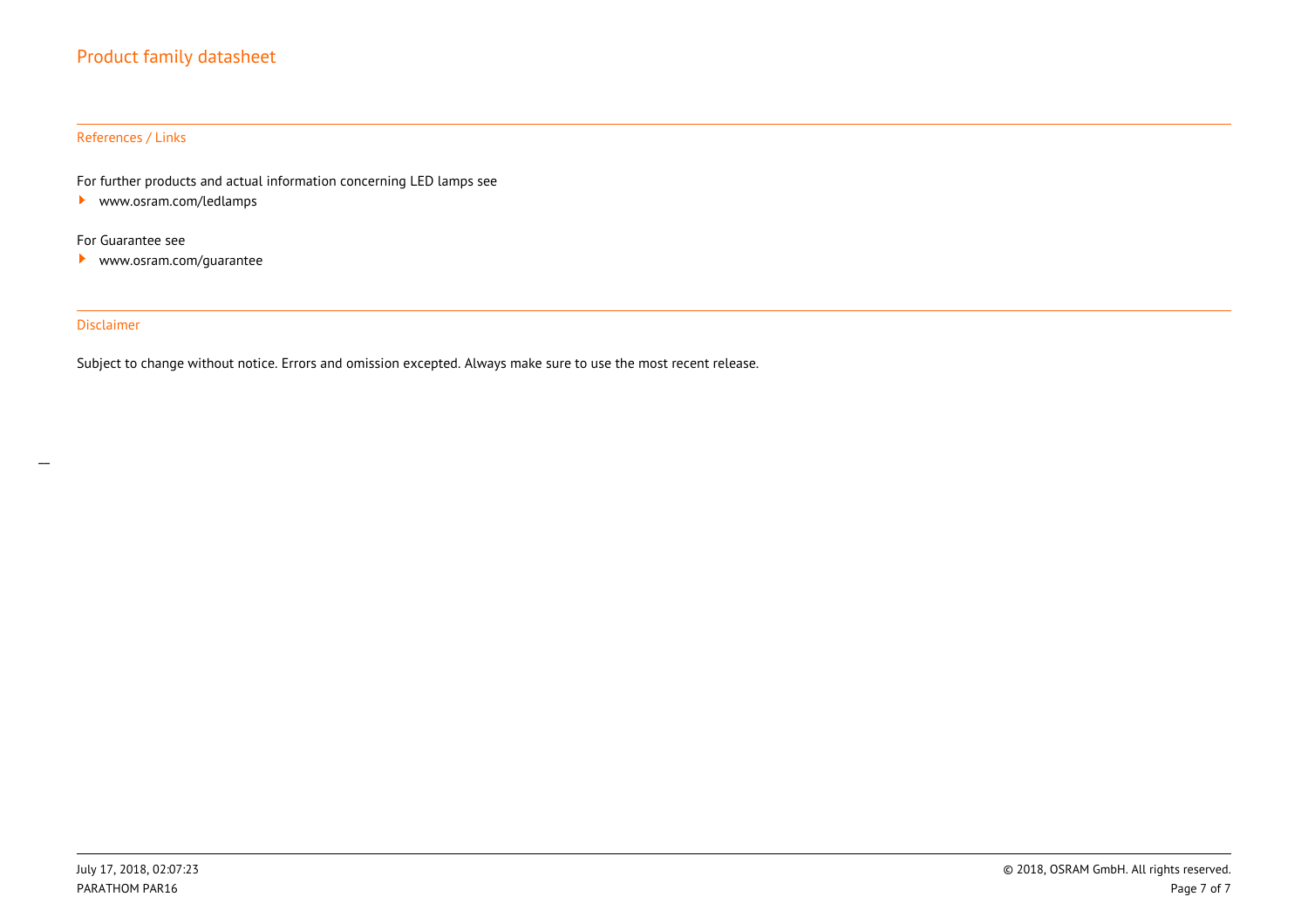## References / Links

For further products and actual information concerning LED lamps see

- www.osram.com/ledlamps

For Guarantee see

- www.osram.com/guarantee

## Disclaimer

Subject to change without notice. Errors and omission excepted. Always make sure to use the most recent release.